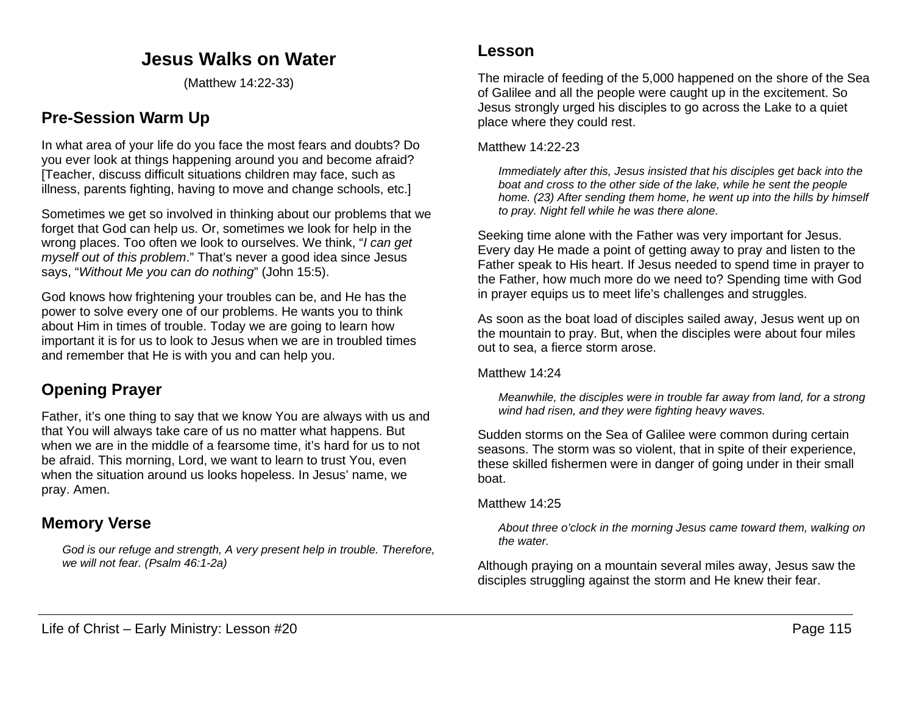# Jesus Walks on Water

(Matthew 14:22-33)

## Pre-Session Warm Up

In what area of your life do you face the most fears and doubts? Do you ever look at things happening around you and become afraid? [Teacher, discuss difficult situations children may face, such as illness, parents fighting, having to move and change schools, etc.]

Sometimes we get so involved in thinking about our problems that we forget that God can help us. Or, sometimes we look for help in the wrong places. Too often we look to ourselves. We think, "*I can get myself out of this problem*." That's never a good idea since Jesus says, "*Without Me you can do nothing*" (John 15:5).

God knows how frightening your troubles can be, and He has the power to solve every one of our problems. He wants you to think about Him in times of trouble. Today we are going to learn how important it is for us to look to Jesus when we are in troubled times and remember that He is with you and can help you.

## Opening Prayer

Father, it's one thing to say that we know You are always with us and that You will always take care of us no matter what happens. But when we are in the middle of a fearsome time, it's hard for us to not be afraid. This morning, Lord, we want to learn to trust You, even when the situation around us looks hopeless. In Jesus' name, we pray. Amen.

## Memory Verse

> *God is our refuge and strength, A very present help in trouble. Therefore, we will not fear. (Psalm 46:1-2a)*

## Lesson

The miracle of feeding of the 5,000 happened on the shore of the Sea of Galilee and all the people were caught up in the excitement. So Jesus strongly urged his disciples to go across the Lake to a quiet place where they could rest.

Matthew 14:22-23

> *Immediately after this, Jesus insisted that his disciples get back into the boat and cross to the other side of the lake, while he sent the people home. (23) After sending them home, he went up into the hills by himself to pray. Night fell while he was there alone.*

Seeking time alone with the Father was very important for Jesus. Every day He made a point of getting away to pray and listen to the Father speak to His heart. If Jesus needed to spend time in prayer to the Father, how much more do we need to? Spending time with God in prayer equips us to meet life's challenges and struggles.

As soon as the boat load of disciples sailed away, Jesus went up on the mountain to pray. But, when the disciples were about four miles out to sea, a fierce storm arose.

Matthew 14:24

> *Meanwhile, the disciples were in trouble far away from land, for a strong wind had risen, and they were fighting heavy waves.*

Sudden storms on the Sea of Galilee were common during certain seasons. The storm was so violent, that in spite of their experience, these skilled fishermen were in danger of going under in their small boat.

Matthew 14:25

> *About three o'clock in the morning Jesus came toward them, walking on the water.*

Although praying on a mountain several miles away, Jesus saw the disciples struggling against the storm and He knew their fear.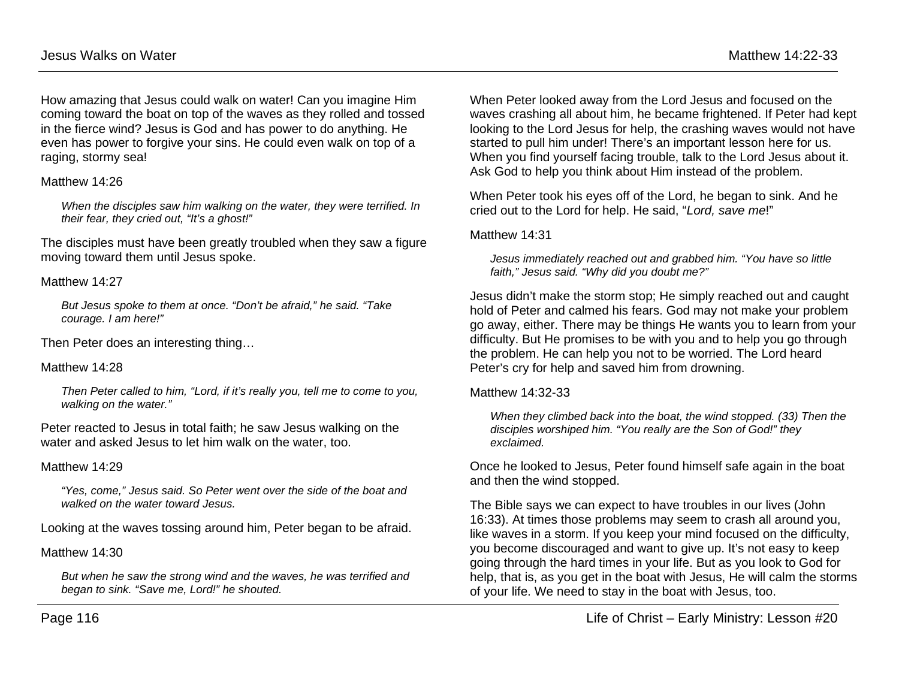How amazing that Jesus could walk on water! Can you imagine Him coming toward the boat on top of the waves as they rolled and tossed in the fierce wind? Jesus is God and has power to do anything. He even has power to forgive your sins. He could even walk on top of a raging, stormy sea!

Matthew 14:26

> *When the disciples saw him walking on the water, they were terrified. In their fear, they cried out, "It's a ghost!"*

The disciples must have been greatly troubled when they saw a figure moving toward them until Jesus spoke.

Matthew 14:27

> *But Jesus spoke to them at once. "Don't be afraid," he said. "Take courage. I am here!"*

Then Peter does an interesting thing…

Matthew 14:28

> *Then Peter called to him, "Lord, if it's really you, tell me to come to you, walking on the water."*

Peter reacted to Jesus in total faith; he saw Jesus walking on the water and asked Jesus to let him walk on the water, too.

Matthew 14:29

> *"Yes, come," Jesus said. So Peter went over the side of the boat and walked on the water toward Jesus.*

Looking at the waves tossing around him, Peter began to be afraid.

Matthew 14:30

> *But when he saw the strong wind and the waves, he was terrified and began to sink. "Save me, Lord!" he shouted.*

When Peter looked away from the Lord Jesus and focused on the waves crashing all about him, he became frightened. If Peter had kept looking to the Lord Jesus for help, the crashing waves would not have started to pull him under! There's an important lesson here for us. When you find yourself facing trouble, talk to the Lord Jesus about it. Ask God to help you think about Him instead of the problem.

When Peter took his eyes off of the Lord, he began to sink. And he cried out to the Lord for help. He said, "*Lord, save me*!"

Matthew 14:31

> *Jesus immediately reached out and grabbed him. "You have so little faith," Jesus said. "Why did you doubt me?"*

Jesus didn't make the storm stop; He simply reached out and caught hold of Peter and calmed his fears. God may not make your problem go away, either. There may be things He wants you to learn from your difficulty. But He promises to be with you and to help you go through the problem. He can help you not to be worried. The Lord heard Peter's cry for help and saved him from drowning.

Matthew 14:32-33

> *When they climbed back into the boat, the wind stopped. (33) Then the disciples worshiped him. "You really are the Son of God!" they exclaimed.*

Once he looked to Jesus, Peter found himself safe again in the boat and then the wind stopped.

The Bible says we can expect to have troubles in our lives (John 16:33). At times those problems may seem to crash all around you, like waves in a storm. If you keep your mind focused on the difficulty, you become discouraged and want to give up. It's not easy to keep going through the hard times in your life. But as you look to God for help, that is, as you get in the boat with Jesus, He will calm the storms of your life. We need to stay in the boat with Jesus, too.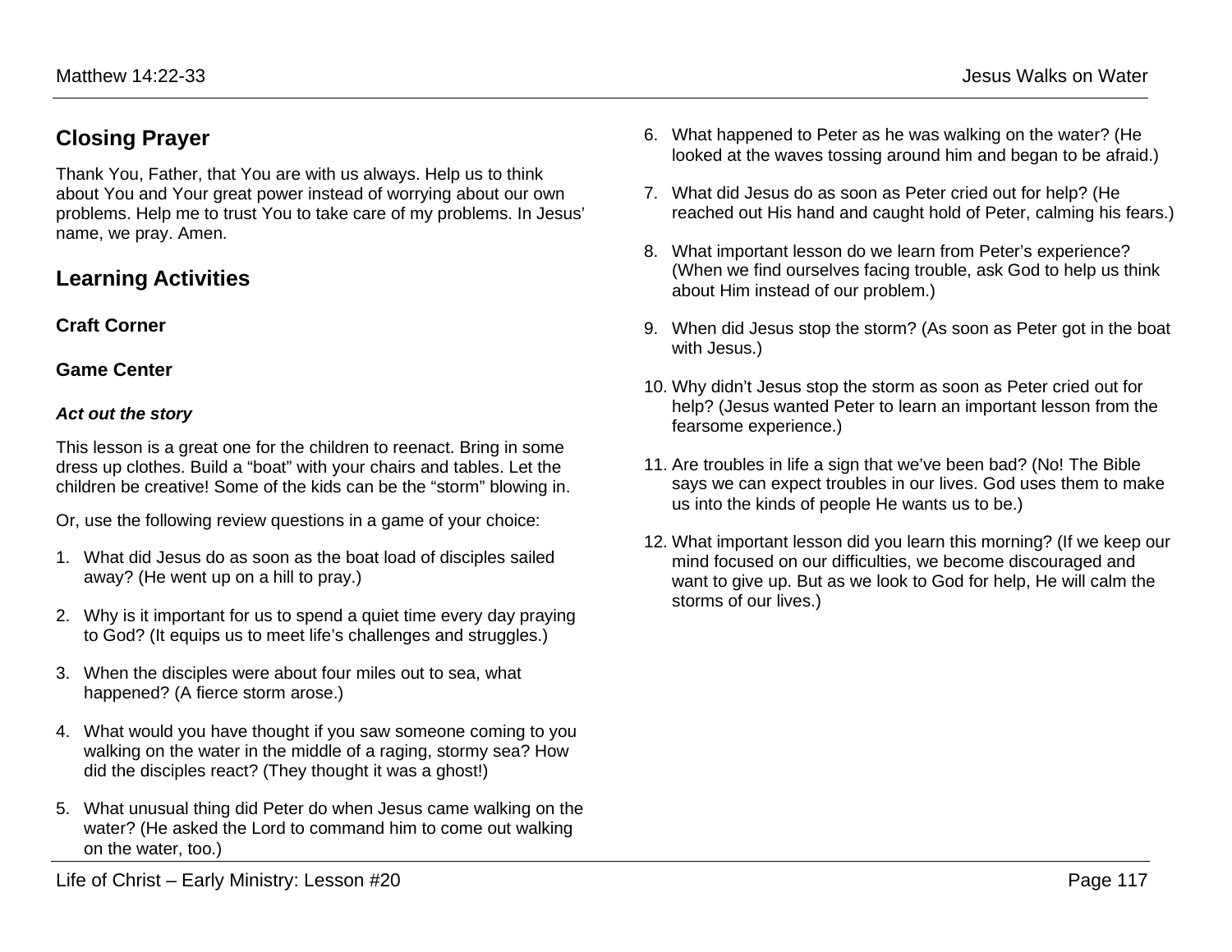## Closing Prayer

Thank You, Father, that You are with us always. Help us to think about You and Your great power instead of worrying about our own problems. Help me to trust You to take care of my problems. In Jesus' name, we pray. Amen.

## Learning Activities

### Craft Corner

### Game Center

***Act out the story***

This lesson is a great one for the children to reenact. Bring in some dress up clothes. Build a "boat" with your chairs and tables. Let the children be creative! Some of the kids can be the "storm" blowing in.

Or, use the following review questions in a game of your choice:

1. What did Jesus do as soon as the boat load of disciples sailed away? (He went up on a hill to pray.)

2. Why is it important for us to spend a quiet time every day praying to God? (It equips us to meet life's challenges and struggles.)

3. When the disciples were about four miles out to sea, what happened? (A fierce storm arose.)

4. What would you have thought if you saw someone coming to you walking on the water in the middle of a raging, stormy sea? How did the disciples react? (They thought it was a ghost!)

5. What unusual thing did Peter do when Jesus came walking on the water? (He asked the Lord to command him to come out walking on the water, too.)

6. What happened to Peter as he was walking on the water? (He looked at the waves tossing around him and began to be afraid.)

7. What did Jesus do as soon as Peter cried out for help? (He reached out His hand and caught hold of Peter, calming his fears.)

8. What important lesson do we learn from Peter's experience? (When we find ourselves facing trouble, ask God to help us think about Him instead of our problem.)

9. When did Jesus stop the storm? (As soon as Peter got in the boat with Jesus.)

10. Why didn't Jesus stop the storm as soon as Peter cried out for help? (Jesus wanted Peter to learn an important lesson from the fearsome experience.)

11. Are troubles in life a sign that we've been bad? (No! The Bible says we can expect troubles in our lives. God uses them to make us into the kinds of people He wants us to be.)

12. What important lesson did you learn this morning? (If we keep our mind focused on our difficulties, we become discouraged and want to give up. But as we look to God for help, He will calm the storms of our lives.)